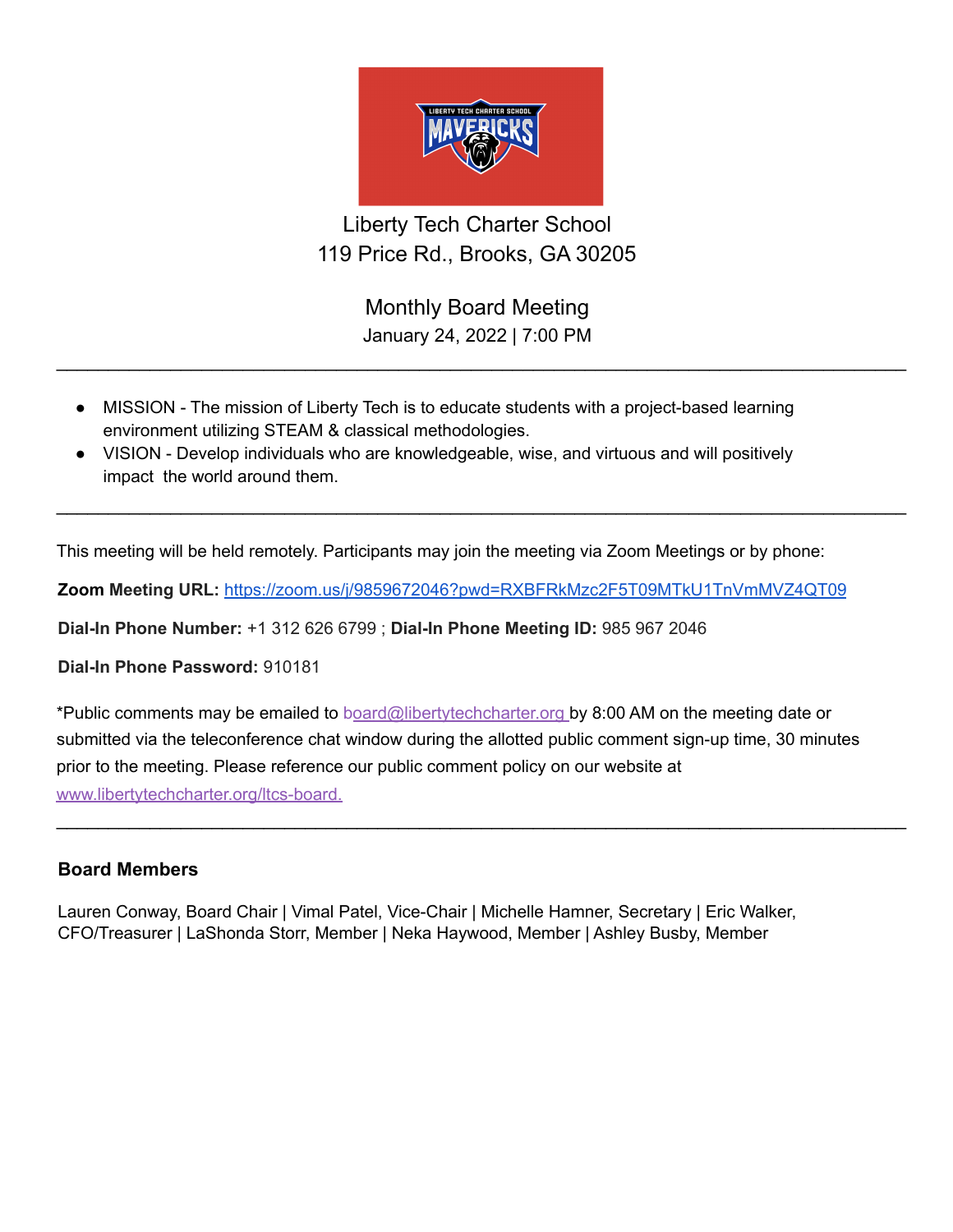# Liberty Tech Charter School

119 Price Rd., Brooks, GA 30205

## Monthly Board Meeting

January 24, 2022 | 7:00 PM

---

- MISSION - The mission of Liberty Tech is to educate students with a project-based learning environment utilizing STEAM & classical methodologies.
- VISION - Develop individuals who are knowledgeable, wise, and virtuous and will positively impact the world around them.

---

This meeting will be held remotely. Participants may join the meeting via Zoom Meetings or by phone:

**Zoom Meeting URL:** https://zoom.us/j/9859672046?pwd=RXBFRkMzc2F5T09MTkU1TnVmMVZ4QT09

**Dial-In Phone Number:** +1 312 626 6799 ; **Dial-In Phone Meeting ID:** 985 967 2046

**Dial-In Phone Password:** 910181

*Public comments may be emailed to board@libertytechcharter.org by 8:00 AM on the meeting date or submitted via the teleconference chat window during the allotted public comment sign-up time, 30 minutes prior to the meeting. Please reference our public comment policy on our website at www.libertytechcharter.org/ltcs-board.

---

### Board Members

Lauren Conway, Board Chair | Vimal Patel, Vice-Chair | Michelle Hamner, Secretary | Eric Walker, CFO/Treasurer | LaShonda Storr, Member | Neka Haywood, Member | Ashley Busby, Member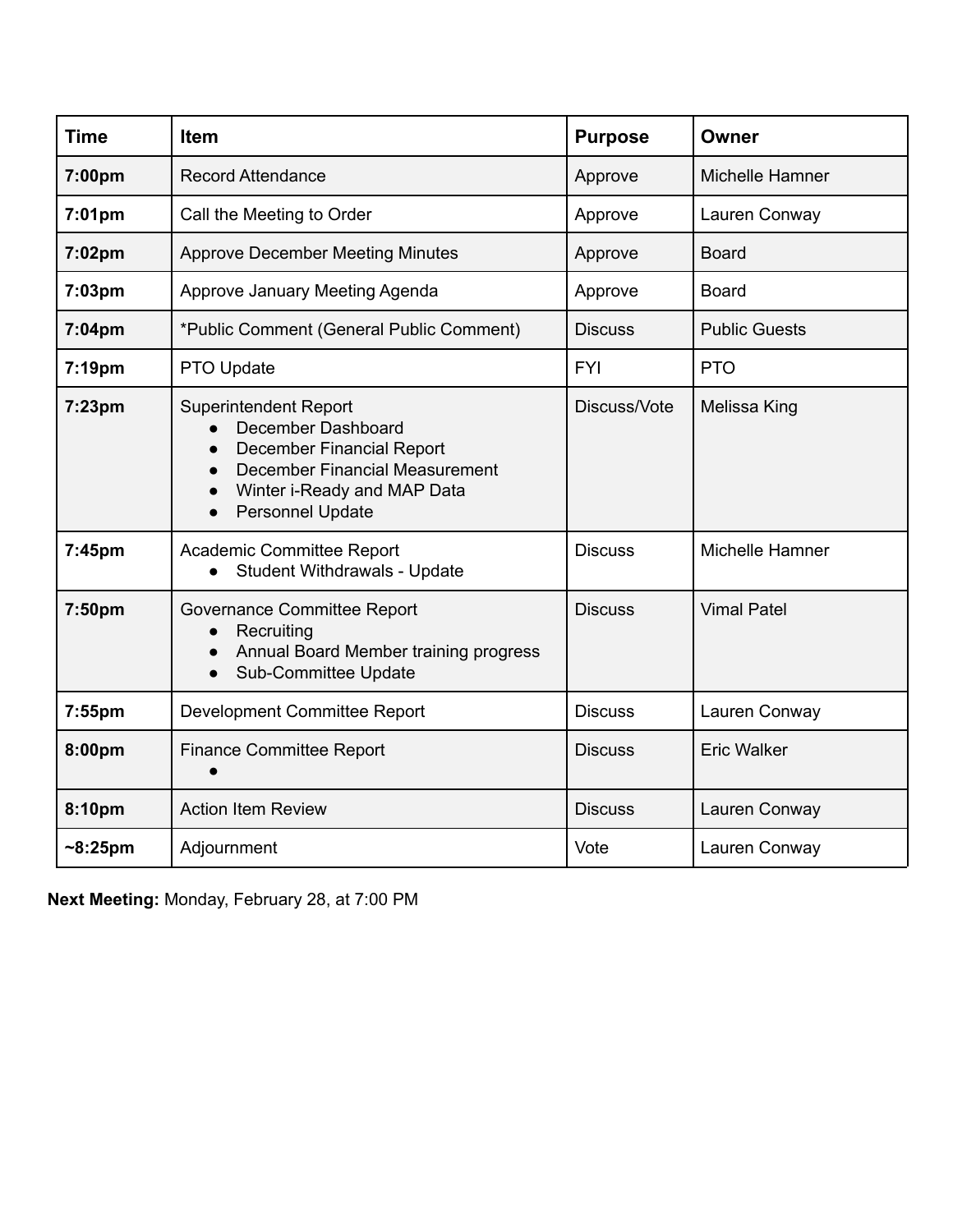| Time | Item | Purpose | Owner |
|---|---|---|---|
| **7:00pm** | Record Attendance | Approve | Michelle Hamner |
| **7:01pm** | Call the Meeting to Order | Approve | Lauren Conway |
| **7:02pm** | Approve December Meeting Minutes | Approve | Board |
| **7:03pm** | Approve January Meeting Agenda | Approve | Board |
| **7:04pm** | *Public Comment (General Public Comment) | Discuss | Public Guests |
| **7:19pm** | PTO Update | FYI | PTO |
| **7:23pm** | Superintendent Report<br>● December Dashboard<br>● December Financial Report<br>● December Financial Measurement<br>● Winter i-Ready and MAP Data<br>● Personnel Update | Discuss/Vote | Melissa King |
| **7:45pm** | Academic Committee Report<br>● Student Withdrawals - Update | Discuss | Michelle Hamner |
| **7:50pm** | Governance Committee Report<br>● Recruiting<br>● Annual Board Member training progress<br>● Sub-Committee Update | Discuss | Vimal Patel |
| **7:55pm** | Development Committee Report | Discuss | Lauren Conway |
| **8:00pm** | Finance Committee Report<br>● | Discuss | Eric Walker |
| **8:10pm** | Action Item Review | Discuss | Lauren Conway |
| **~8:25pm** | Adjournment | Vote | Lauren Conway |

**Next Meeting:** Monday, February 28, at 7:00 PM